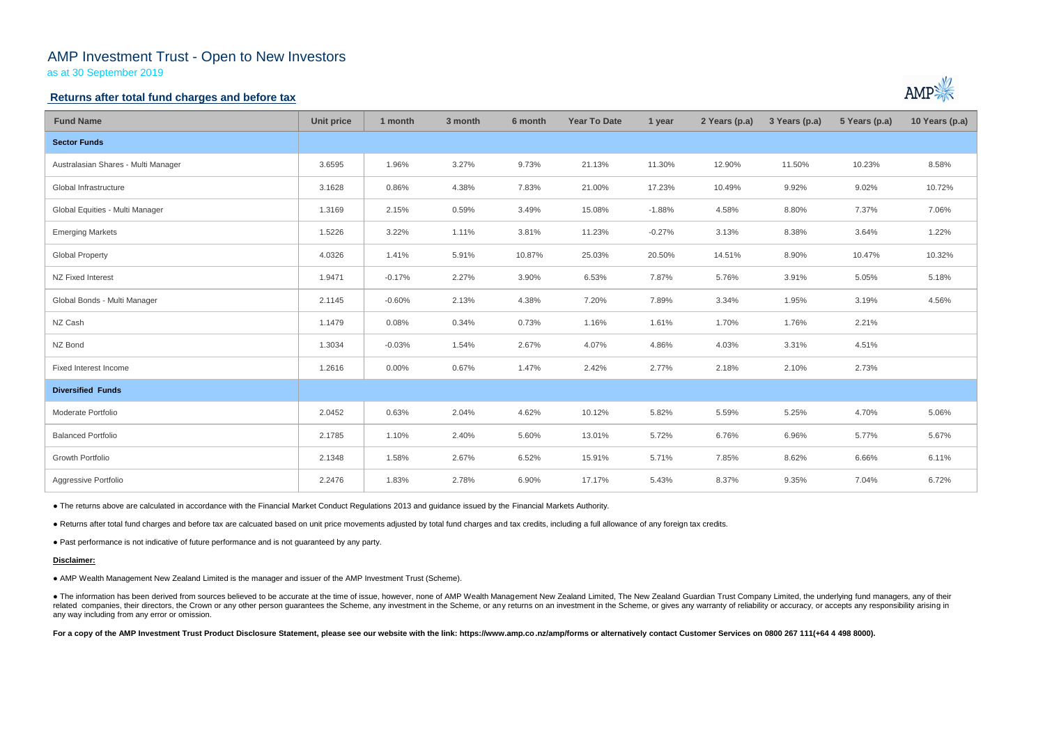# AMP Investment Trust - Open to New Investors

as at 30 September 2019

## Returns after total fund charges and before tax

| Fund Name | Unit price | 1 month | 3 month | 6 month | Year To Date | 1 year | 2 Years (p.a) | 3 Years (p.a) | 5 Years (p.a) | 10 Years (p.a) |
|---|---|---|---|---|---|---|---|---|---|---|
| **Sector Funds** | | | | | | | | | | |
| Australasian Shares - Multi Manager | 3.6595 | 1.96% | 3.27% | 9.73% | 21.13% | 11.30% | 12.90% | 11.50% | 10.23% | 8.58% |
| Global Infrastructure | 3.1628 | 0.86% | 4.38% | 7.83% | 21.00% | 17.23% | 10.49% | 9.92% | 9.02% | 10.72% |
| Global Equities - Multi Manager | 1.3169 | 2.15% | 0.59% | 3.49% | 15.08% | -1.88% | 4.58% | 8.80% | 7.37% | 7.06% |
| Emerging Markets | 1.5226 | 3.22% | 1.11% | 3.81% | 11.23% | -0.27% | 3.13% | 8.38% | 3.64% | 1.22% |
| Global Property | 4.0326 | 1.41% | 5.91% | 10.87% | 25.03% | 20.50% | 14.51% | 8.90% | 10.47% | 10.32% |
| NZ Fixed Interest | 1.9471 | -0.17% | 2.27% | 3.90% | 6.53% | 7.87% | 5.76% | 3.91% | 5.05% | 5.18% |
| Global Bonds - Multi Manager | 2.1145 | -0.60% | 2.13% | 4.38% | 7.20% | 7.89% | 3.34% | 1.95% | 3.19% | 4.56% |
| NZ Cash | 1.1479 | 0.08% | 0.34% | 0.73% | 1.16% | 1.61% | 1.70% | 1.76% | 2.21% | |
| NZ Bond | 1.3034 | -0.03% | 1.54% | 2.67% | 4.07% | 4.86% | 4.03% | 3.31% | 4.51% | |
| Fixed Interest Income | 1.2616 | 0.00% | 0.67% | 1.47% | 2.42% | 2.77% | 2.18% | 2.10% | 2.73% | |
| **Diversified Funds** | | | | | | | | | | |
| Moderate Portfolio | 2.0452 | 0.63% | 2.04% | 4.62% | 10.12% | 5.82% | 5.59% | 5.25% | 4.70% | 5.06% |
| Balanced Portfolio | 2.1785 | 1.10% | 2.40% | 5.60% | 13.01% | 5.72% | 6.76% | 6.96% | 5.77% | 5.67% |
| Growth Portfolio | 2.1348 | 1.58% | 2.67% | 6.52% | 15.91% | 5.71% | 7.85% | 8.62% | 6.66% | 6.11% |
| Aggressive Portfolio | 2.2476 | 1.83% | 2.78% | 6.90% | 17.17% | 5.43% | 8.37% | 9.35% | 7.04% | 6.72% |

- The returns above are calculated in accordance with the Financial Market Conduct Regulations 2013 and guidance issued by the Financial Markets Authority.
- Returns after total fund charges and before tax are calcuated based on unit price movements adjusted by total fund charges and tax credits, including a full allowance of any foreign tax credits.
- Past performance is not indicative of future performance and is not guaranteed by any party.

**Disclaimer:**

- AMP Wealth Management New Zealand Limited is the manager and issuer of the AMP Investment Trust (Scheme).
- The information has been derived from sources believed to be accurate at the time of issue, however, none of AMP Wealth Management New Zealand Limited, The New Zealand Guardian Trust Company Limited, the underlying fund managers, any of their related companies, their directors, the Crown or any other person guarantees the Scheme, any investment in the Scheme, or any returns on an investment in the Scheme, or gives any warranty of reliability or accuracy, or accepts any responsibility arising in any way including from any error or omission.

**For a copy of the AMP Investment Trust Product Disclosure Statement, please see our website with the link: https://www.amp.co.nz/amp/forms or alternatively contact Customer Services on 0800 267 111(+64 4 498 8000).**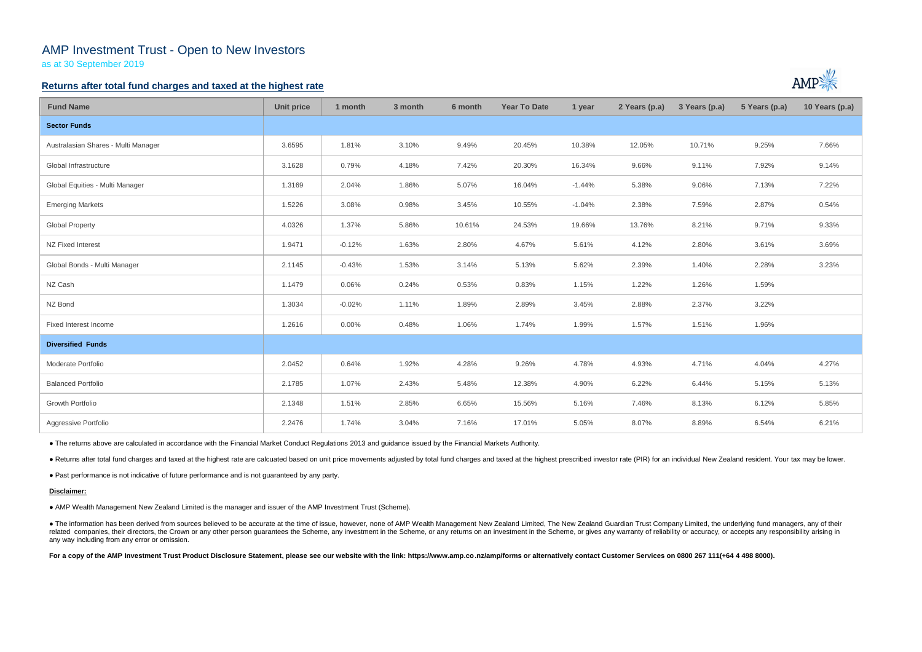# AMP Investment Trust - Open to New Investors

as at 30 September 2019

## Returns after total fund charges and taxed at the highest rate

| Fund Name | Unit price | 1 month | 3 month | 6 month | Year To Date | 1 year | 2 Years (p.a) | 3 Years (p.a) | 5 Years (p.a) | 10 Years (p.a) |
|---|---|---|---|---|---|---|---|---|---|---|
| **Sector Funds** | | | | | | | | | | |
| Australasian Shares - Multi Manager | 3.6595 | 1.81% | 3.10% | 9.49% | 20.45% | 10.38% | 12.05% | 10.71% | 9.25% | 7.66% |
| Global Infrastructure | 3.1628 | 0.79% | 4.18% | 7.42% | 20.30% | 16.34% | 9.66% | 9.11% | 7.92% | 9.14% |
| Global Equities - Multi Manager | 1.3169 | 2.04% | 1.86% | 5.07% | 16.04% | -1.44% | 5.38% | 9.06% | 7.13% | 7.22% |
| Emerging Markets | 1.5226 | 3.08% | 0.98% | 3.45% | 10.55% | -1.04% | 2.38% | 7.59% | 2.87% | 0.54% |
| Global Property | 4.0326 | 1.37% | 5.86% | 10.61% | 24.53% | 19.66% | 13.76% | 8.21% | 9.71% | 9.33% |
| NZ Fixed Interest | 1.9471 | -0.12% | 1.63% | 2.80% | 4.67% | 5.61% | 4.12% | 2.80% | 3.61% | 3.69% |
| Global Bonds - Multi Manager | 2.1145 | -0.43% | 1.53% | 3.14% | 5.13% | 5.62% | 2.39% | 1.40% | 2.28% | 3.23% |
| NZ Cash | 1.1479 | 0.06% | 0.24% | 0.53% | 0.83% | 1.15% | 1.22% | 1.26% | 1.59% | |
| NZ Bond | 1.3034 | -0.02% | 1.11% | 1.89% | 2.89% | 3.45% | 2.88% | 2.37% | 3.22% | |
| Fixed Interest Income | 1.2616 | 0.00% | 0.48% | 1.06% | 1.74% | 1.99% | 1.57% | 1.51% | 1.96% | |
| **Diversified Funds** | | | | | | | | | | |
| Moderate Portfolio | 2.0452 | 0.64% | 1.92% | 4.28% | 9.26% | 4.78% | 4.93% | 4.71% | 4.04% | 4.27% |
| Balanced Portfolio | 2.1785 | 1.07% | 2.43% | 5.48% | 12.38% | 4.90% | 6.22% | 6.44% | 5.15% | 5.13% |
| Growth Portfolio | 2.1348 | 1.51% | 2.85% | 6.65% | 15.56% | 5.16% | 7.46% | 8.13% | 6.12% | 5.85% |
| Aggressive Portfolio | 2.2476 | 1.74% | 3.04% | 7.16% | 17.01% | 5.05% | 8.07% | 8.89% | 6.54% | 6.21% |

● The returns above are calculated in accordance with the Financial Market Conduct Regulations 2013 and guidance issued by the Financial Markets Authority.

● Returns after total fund charges and taxed at the highest rate are calcuated based on unit price movements adjusted by total fund charges and taxed at the highest prescribed investor rate (PIR) for an individual New Zealand resident. Your tax may be lower.

● Past performance is not indicative of future performance and is not guaranteed by any party.

**Disclaimer:**

● AMP Wealth Management New Zealand Limited is the manager and issuer of the AMP Investment Trust (Scheme).

● The information has been derived from sources believed to be accurate at the time of issue, however, none of AMP Wealth Management New Zealand Limited, The New Zealand Guardian Trust Company Limited, the underlying fund managers, any of their related companies, their directors, the Crown or any other person guarantees the Scheme, any investment in the Scheme, or any returns on an investment in the Scheme, or gives any warranty of reliability or accuracy, or accepts any responsibility arising in any way including from any error or omission.

**For a copy of the AMP Investment Trust Product Disclosure Statement, please see our website with the link: https://www.amp.co.nz/amp/forms or alternatively contact Customer Services on 0800 267 111(+64 4 498 8000).**